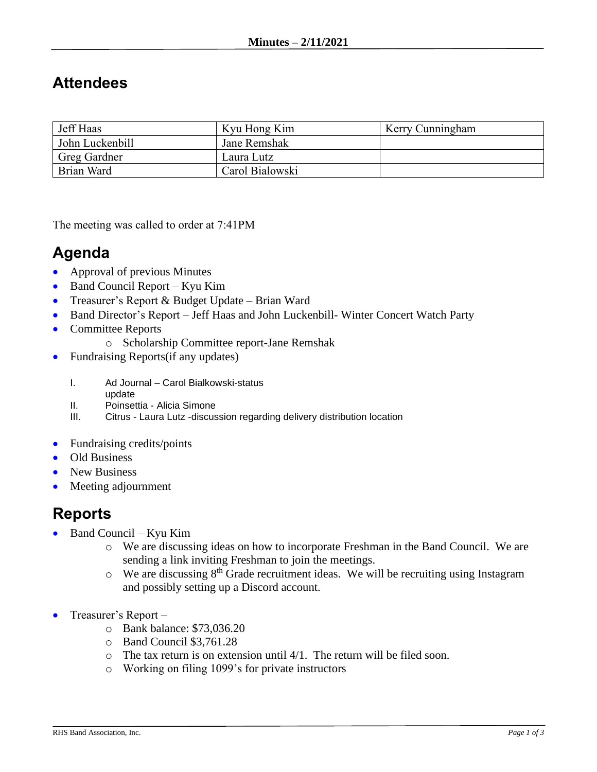**Minutes – 2/11/2021**

## Attendees

| Jeff Haas | Kyu Hong Kim | Kerry Cunningham |
|---|---|---|
| John Luckenbill | Jane Remshak | |
| Greg Gardner | Laura Lutz | |
| Brian Ward | Carol Bialowski | |

The meeting was called to order at 7:41PM

## Agenda

- Approval of previous Minutes
- Band Council Report – Kyu Kim
- Treasurer's Report & Budget Update – Brian Ward
- Band Director's Report – Jeff Haas and John Luckenbill- Winter Concert Watch Party
- Committee Reports
  - Scholarship Committee report-Jane Remshak
- Fundraising Reports(if any updates)
  - I. Ad Journal – Carol Bialkowski-status update
  - II. Poinsettia - Alicia Simone
  - III. Citrus - Laura Lutz -discussion regarding delivery distribution location
- Fundraising credits/points
- Old Business
- New Business
- Meeting adjournment

## Reports

- Band Council – Kyu Kim
  - We are discussing ideas on how to incorporate Freshman in the Band Council. We are sending a link inviting Freshman to join the meetings.
  - We are discussing 8th Grade recruitment ideas. We will be recruiting using Instagram and possibly setting up a Discord account.
- Treasurer's Report –
  - Bank balance: $73,036.20
  - Band Council $3,761.28
  - The tax return is on extension until 4/1. The return will be filed soon.
  - Working on filing 1099's for private instructors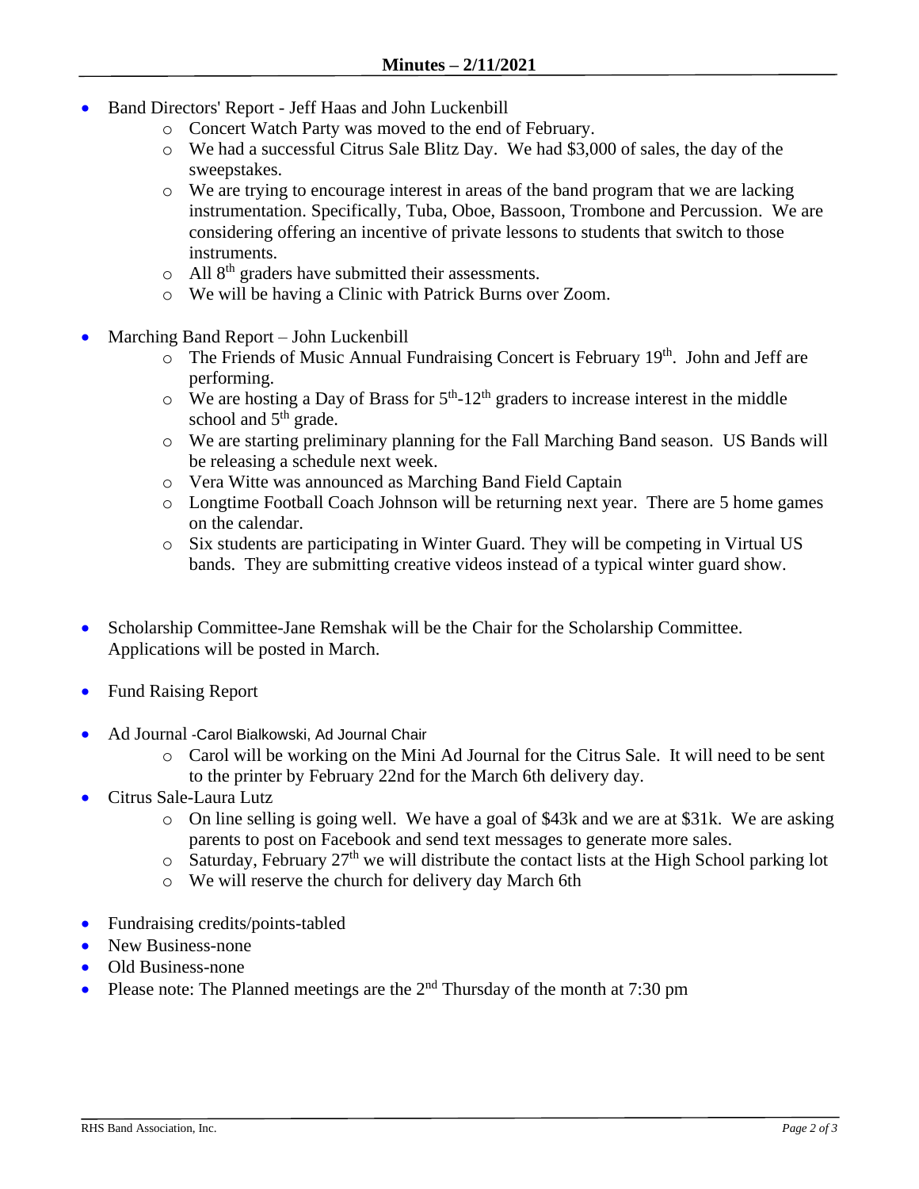## Minutes – 2/11/2021

- Band Directors' Report - Jeff Haas and John Luckenbill
    - Concert Watch Party was moved to the end of February.
    - We had a successful Citrus Sale Blitz Day. We had $3,000 of sales, the day of the sweepstakes.
    - We are trying to encourage interest in areas of the band program that we are lacking instrumentation. Specifically, Tuba, Oboe, Bassoon, Trombone and Percussion. We are considering offering an incentive of private lessons to students that switch to those instruments.
    - All 8th graders have submitted their assessments.
    - We will be having a Clinic with Patrick Burns over Zoom.

- Marching Band Report – John Luckenbill
    - The Friends of Music Annual Fundraising Concert is February 19th. John and Jeff are performing.
    - We are hosting a Day of Brass for 5th-12th graders to increase interest in the middle school and 5th grade.
    - We are starting preliminary planning for the Fall Marching Band season. US Bands will be releasing a schedule next week.
    - Vera Witte was announced as Marching Band Field Captain
    - Longtime Football Coach Johnson will be returning next year. There are 5 home games on the calendar.
    - Six students are participating in Winter Guard. They will be competing in Virtual US bands. They are submitting creative videos instead of a typical winter guard show.

- Scholarship Committee-Jane Remshak will be the Chair for the Scholarship Committee. Applications will be posted in March.

- Fund Raising Report

- Ad Journal -Carol Bialkowski, Ad Journal Chair
    - Carol will be working on the Mini Ad Journal for the Citrus Sale. It will need to be sent to the printer by February 22nd for the March 6th delivery day.
- Citrus Sale-Laura Lutz
    - On line selling is going well. We have a goal of $43k and we are at $31k. We are asking parents to post on Facebook and send text messages to generate more sales.
    - Saturday, February 27th we will distribute the contact lists at the High School parking lot
    - We will reserve the church for delivery day March 6th

- Fundraising credits/points-tabled
- New Business-none
- Old Business-none
- Please note: The Planned meetings are the 2nd Thursday of the month at 7:30 pm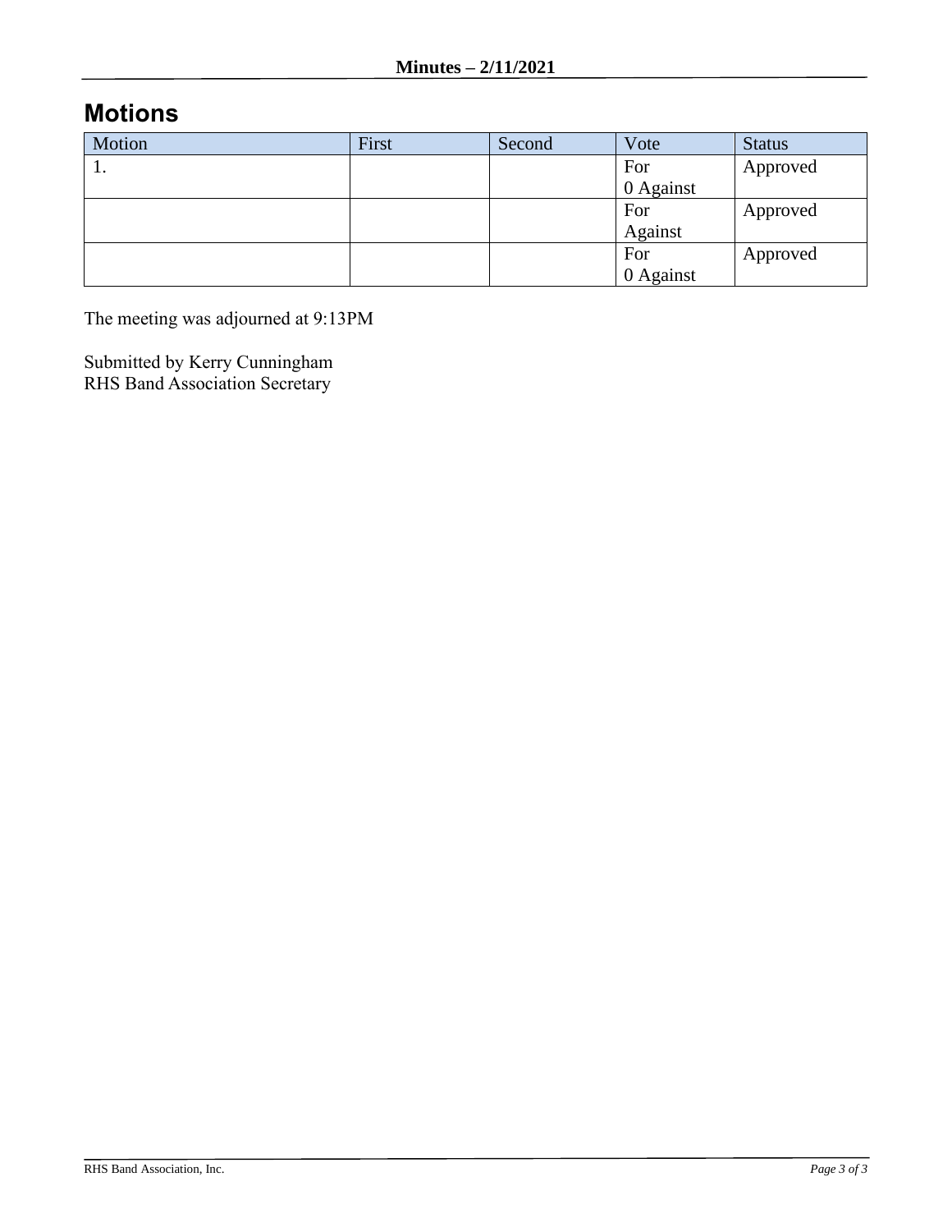## Motions

| Motion | First | Second | Vote | Status |
|---|---|---|---|---|
| 1. | | | For<br>0 Against | Approved |
| | | | For<br>Against | Approved |
| | | | For<br>0 Against | Approved |

The meeting was adjourned at 9:13PM

Submitted by Kerry Cunningham
RHS Band Association Secretary